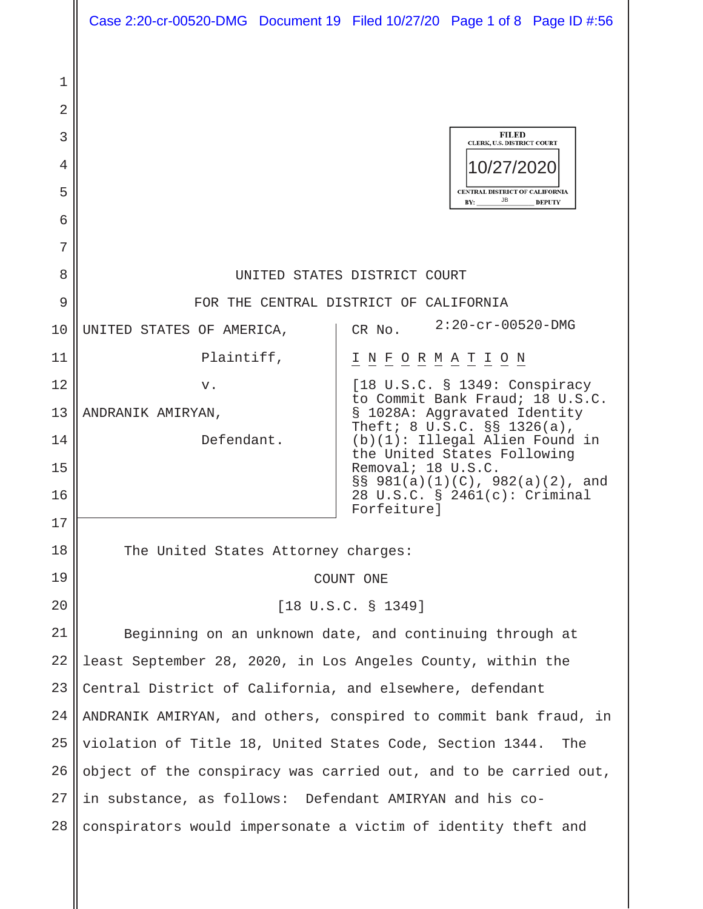FILED
CLERK, U.S. DISTRICT COURT
10/27/2020
CENTRAL DISTRICT OF CALIFORNIA
BY: JB DEPUTY

UNITED STATES DISTRICT COURT

FOR THE CENTRAL DISTRICT OF CALIFORNIA

UNITED STATES OF AMERICA,

Plaintiff,

v.

ANDRANIK AMIRYAN,

Defendant.

CR No. 2:20-cr-00520-DMG

I N F O R M A T I O N

[18 U.S.C. § 1349: Conspiracy to Commit Bank Fraud; 18 U.S.C. § 1028A: Aggravated Identity Theft; 8 U.S.C. §§ 1326(a), (b)(1): Illegal Alien Found in the United States Following Removal; 18 U.S.C. §§ 981(a)(1)(C), 982(a)(2), and 28 U.S.C. § 2461(c): Criminal Forfeiture]

The United States Attorney charges:

COUNT ONE

[18 U.S.C. § 1349]

Beginning on an unknown date, and continuing through at least September 28, 2020, in Los Angeles County, within the Central District of California, and elsewhere, defendant ANDRANIK AMIRYAN, and others, conspired to commit bank fraud, in violation of Title 18, United States Code, Section 1344. The object of the conspiracy was carried out, and to be carried out, in substance, as follows: Defendant AMIRYAN and his co-conspirators would impersonate a victim of identity theft and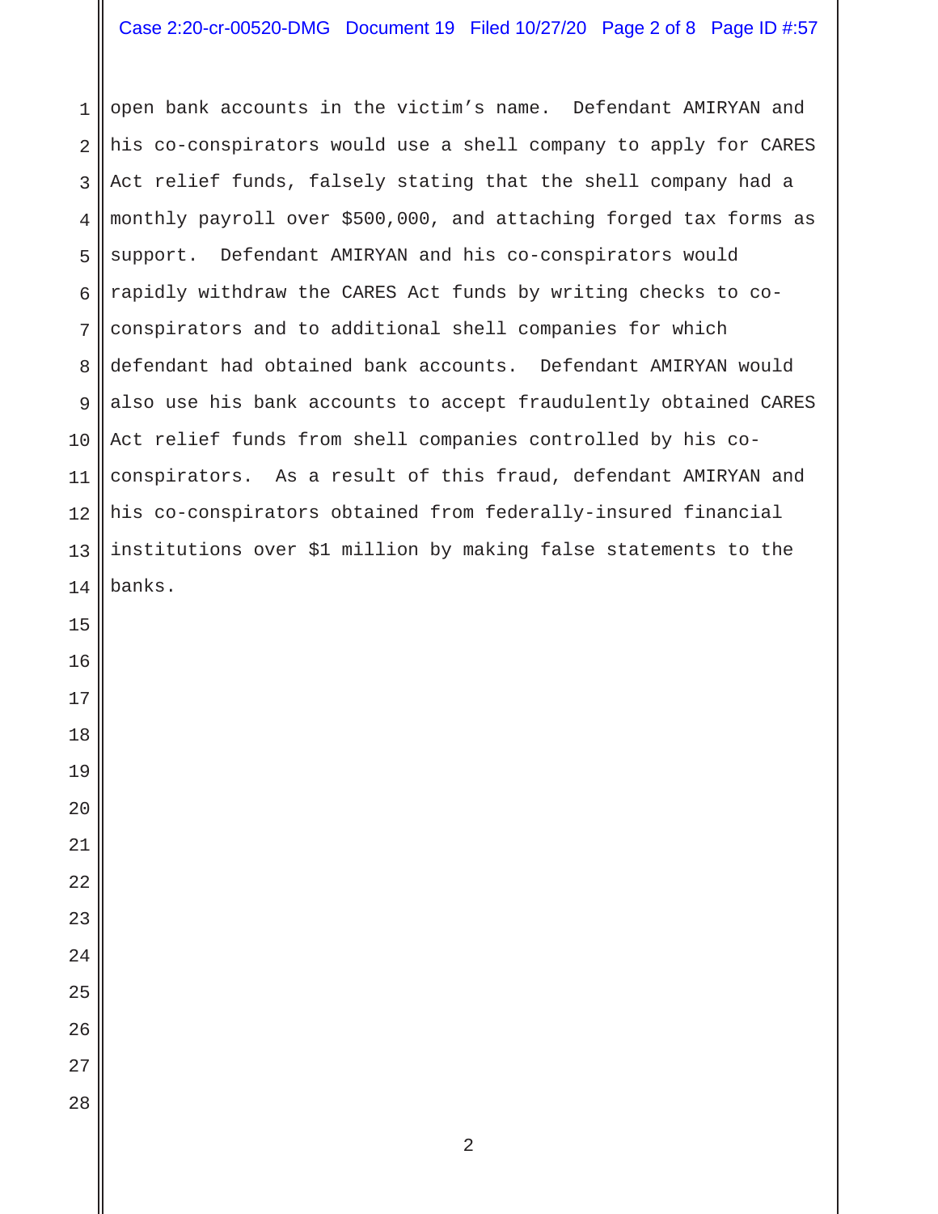open bank accounts in the victim’s name. Defendant AMIRYAN and his co-conspirators would use a shell company to apply for CARES Act relief funds, falsely stating that the shell company had a monthly payroll over $500,000, and attaching forged tax forms as support. Defendant AMIRYAN and his co-conspirators would rapidly withdraw the CARES Act funds by writing checks to co-conspirators and to additional shell companies for which defendant had obtained bank accounts. Defendant AMIRYAN would also use his bank accounts to accept fraudulently obtained CARES Act relief funds from shell companies controlled by his co-conspirators. As a result of this fraud, defendant AMIRYAN and his co-conspirators obtained from federally-insured financial institutions over $1 million by making false statements to the banks.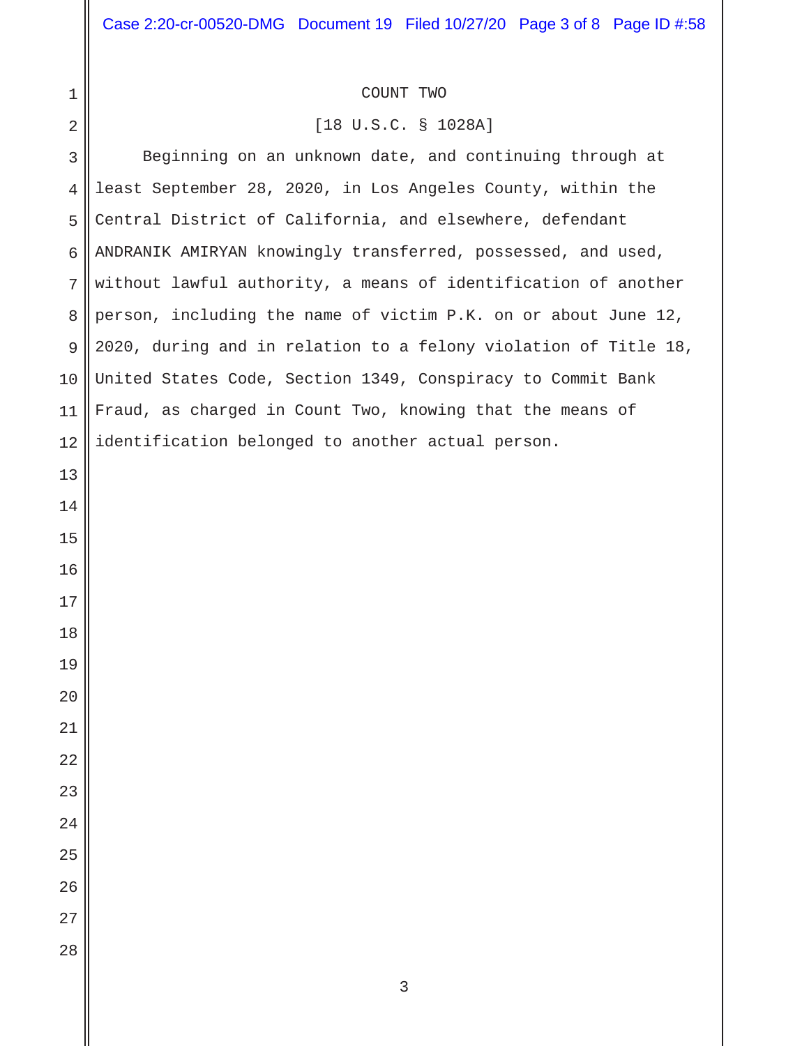COUNT TWO

[18 U.S.C. § 1028A]

Beginning on an unknown date, and continuing through at least September 28, 2020, in Los Angeles County, within the Central District of California, and elsewhere, defendant ANDRANIK AMIRYAN knowingly transferred, possessed, and used, without lawful authority, a means of identification of another person, including the name of victim P.K. on or about June 12, 2020, during and in relation to a felony violation of Title 18, United States Code, Section 1349, Conspiracy to Commit Bank Fraud, as charged in Count Two, knowing that the means of identification belonged to another actual person.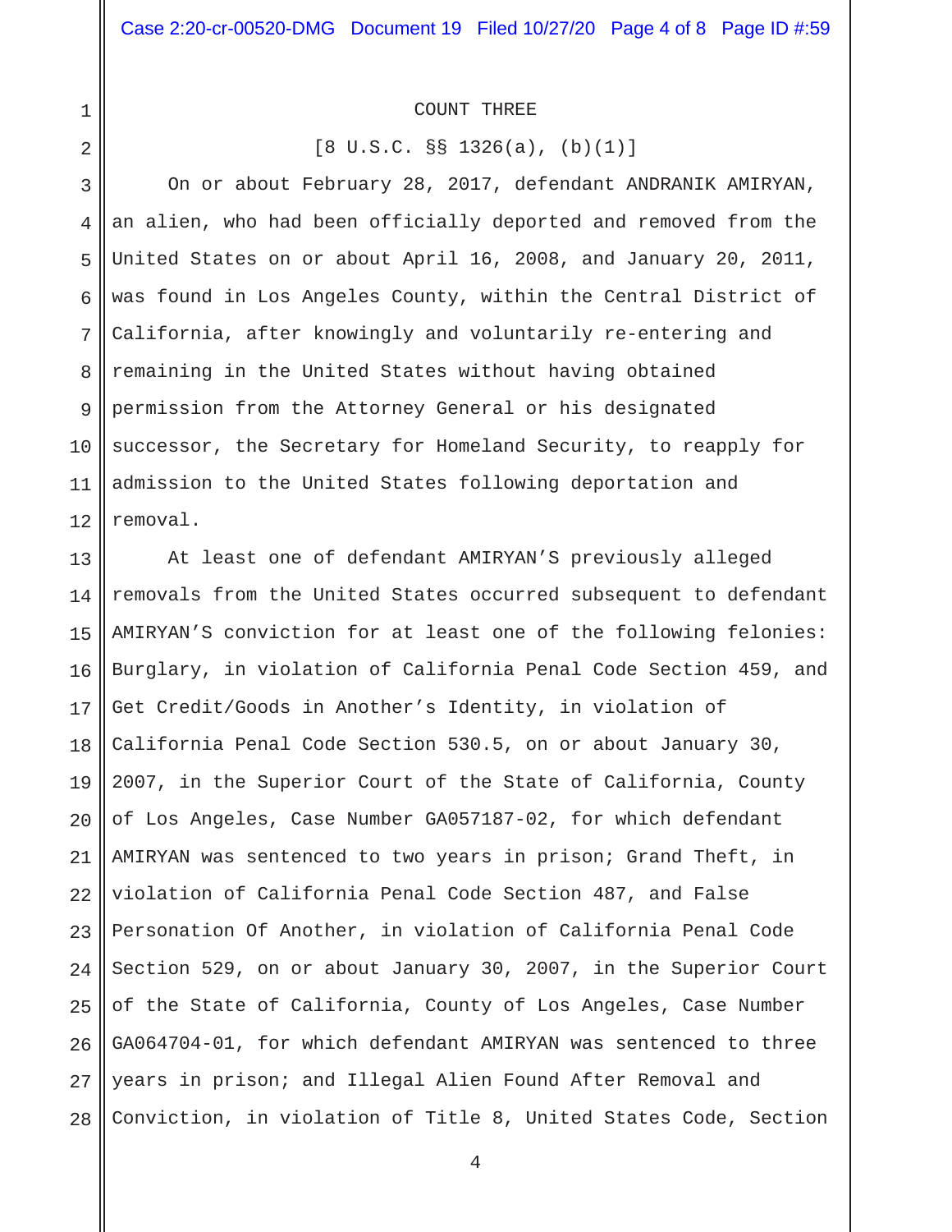COUNT THREE

[8 U.S.C. §§ 1326(a), (b)(1)]

On or about February 28, 2017, defendant ANDRANIK AMIRYAN, an alien, who had been officially deported and removed from the United States on or about April 16, 2008, and January 20, 2011, was found in Los Angeles County, within the Central District of California, after knowingly and voluntarily re-entering and remaining in the United States without having obtained permission from the Attorney General or his designated successor, the Secretary for Homeland Security, to reapply for admission to the United States following deportation and removal.

At least one of defendant AMIRYAN'S previously alleged removals from the United States occurred subsequent to defendant AMIRYAN'S conviction for at least one of the following felonies: Burglary, in violation of California Penal Code Section 459, and Get Credit/Goods in Another's Identity, in violation of California Penal Code Section 530.5, on or about January 30, 2007, in the Superior Court of the State of California, County of Los Angeles, Case Number GA057187-02, for which defendant AMIRYAN was sentenced to two years in prison; Grand Theft, in violation of California Penal Code Section 487, and False Personation Of Another, in violation of California Penal Code Section 529, on or about January 30, 2007, in the Superior Court of the State of California, County of Los Angeles, Case Number GA064704-01, for which defendant AMIRYAN was sentenced to three years in prison; and Illegal Alien Found After Removal and Conviction, in violation of Title 8, United States Code, Section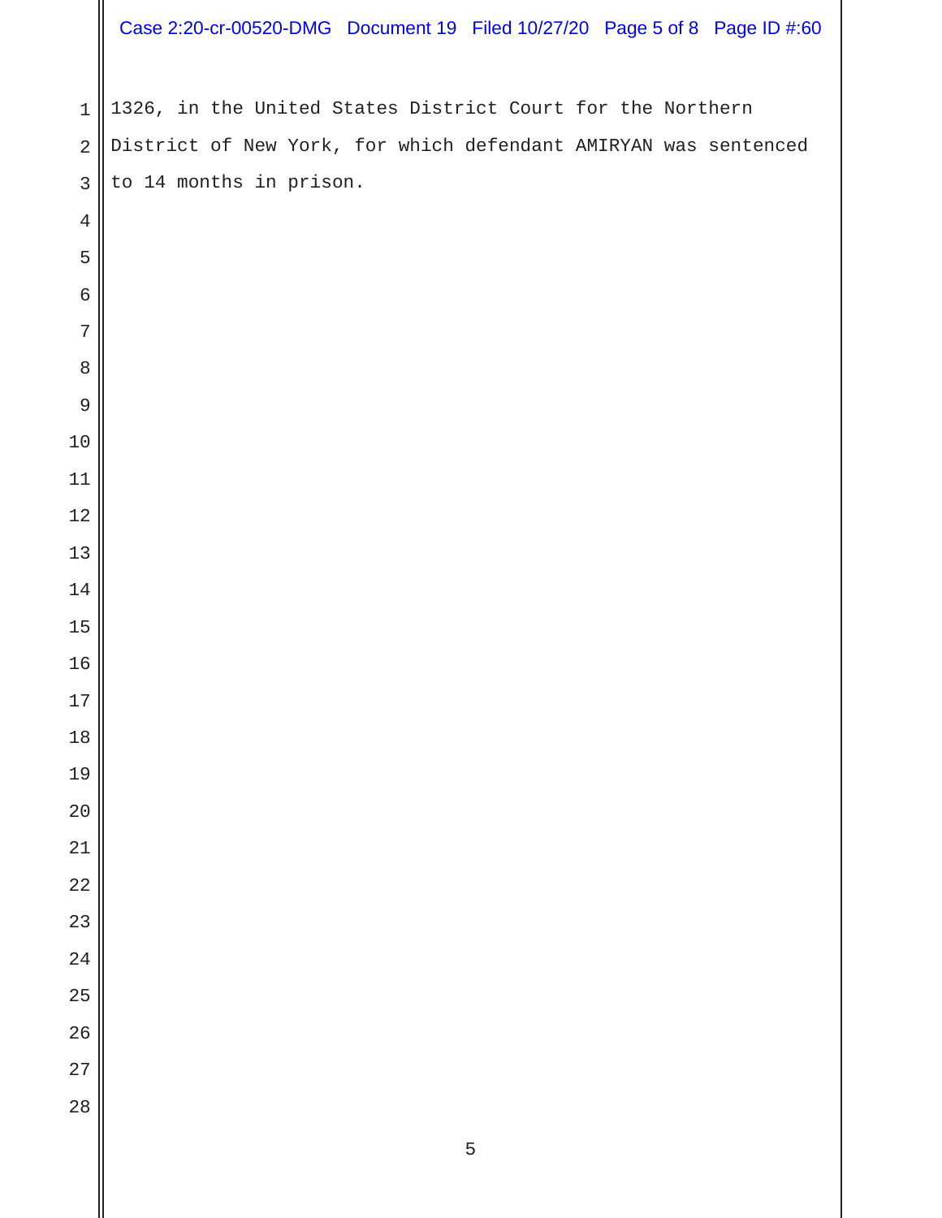1326, in the United States District Court for the Northern District of New York, for which defendant AMIRYAN was sentenced to 14 months in prison.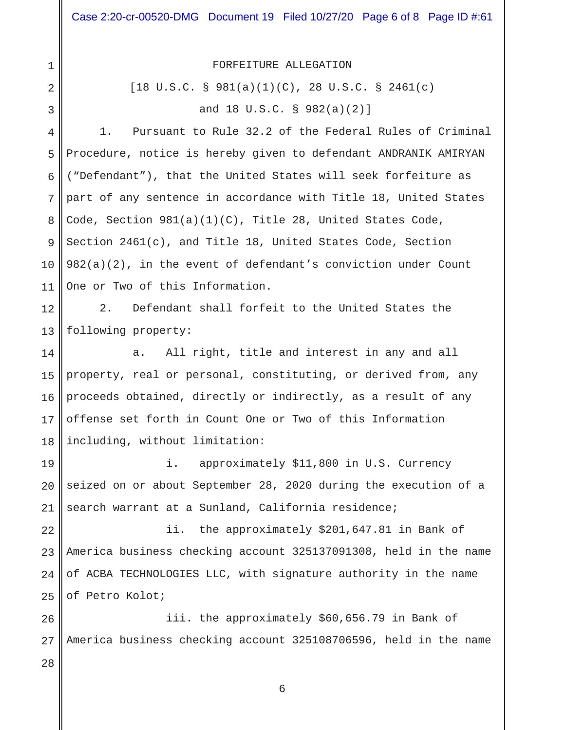# FORFEITURE ALLEGATION

[18 U.S.C. § 981(a)(1)(C), 28 U.S.C. § 2461(c) and 18 U.S.C. § 982(a)(2)]

1. Pursuant to Rule 32.2 of the Federal Rules of Criminal Procedure, notice is hereby given to defendant ANDRANIK AMIRYAN ("Defendant"), that the United States will seek forfeiture as part of any sentence in accordance with Title 18, United States Code, Section 981(a)(1)(C), Title 28, United States Code, Section 2461(c), and Title 18, United States Code, Section 982(a)(2), in the event of defendant's conviction under Count One or Two of this Information.

2. Defendant shall forfeit to the United States the following property:

a. All right, title and interest in any and all property, real or personal, constituting, or derived from, any proceeds obtained, directly or indirectly, as a result of any offense set forth in Count One or Two of this Information including, without limitation:

i. approximately $11,800 in U.S. Currency seized on or about September 28, 2020 during the execution of a search warrant at a Sunland, California residence;

ii. the approximately $201,647.81 in Bank of America business checking account 325137091308, held in the name of ACBA TECHNOLOGIES LLC, with signature authority in the name of Petro Kolot;

iii. the approximately $60,656.79 in Bank of America business checking account 325108706596, held in the name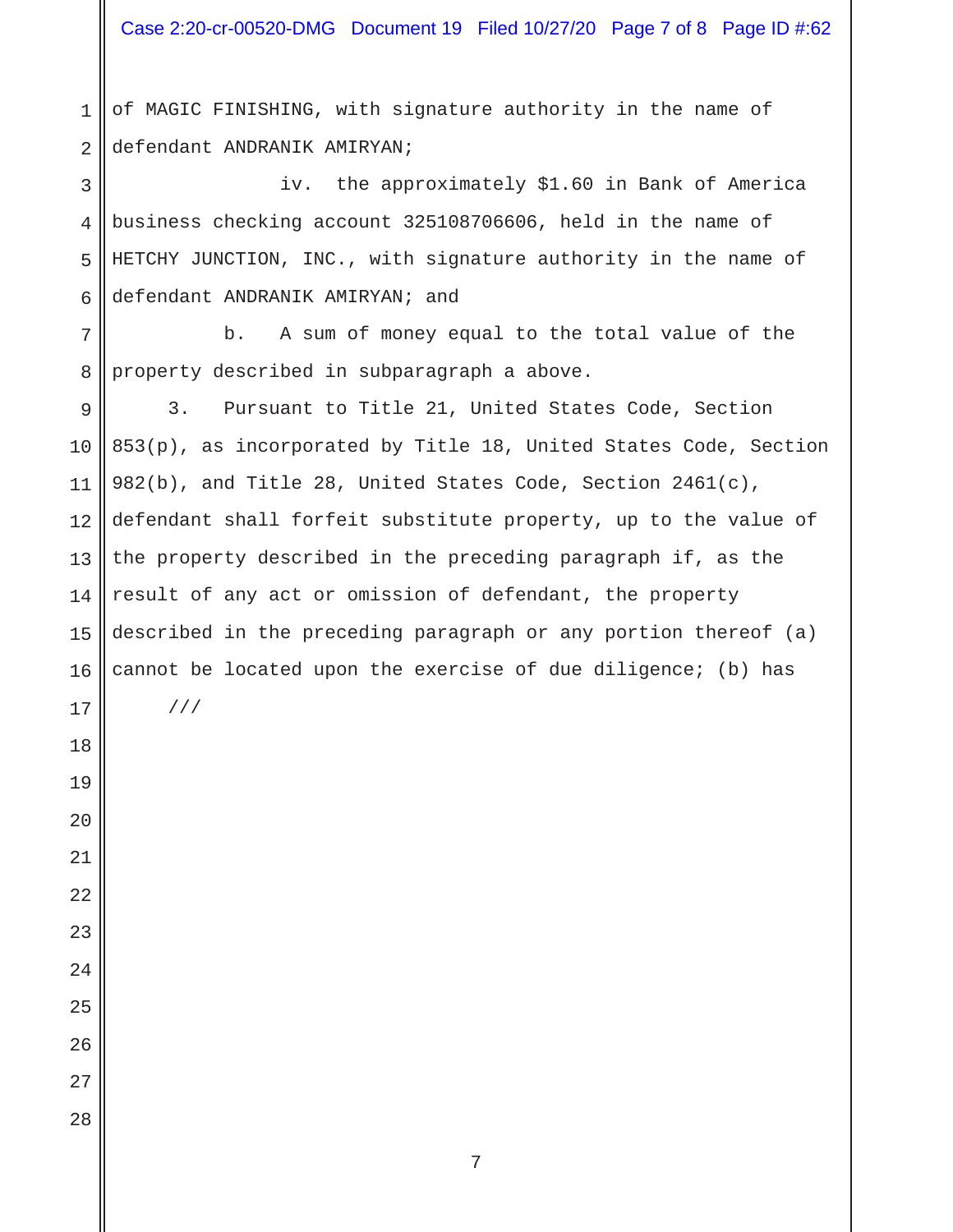of MAGIC FINISHING, with signature authority in the name of defendant ANDRANIK AMIRYAN;

iv. the approximately $1.60 in Bank of America business checking account 325108706606, held in the name of HETCHY JUNCTION, INC., with signature authority in the name of defendant ANDRANIK AMIRYAN; and

b. A sum of money equal to the total value of the property described in subparagraph a above.

3. Pursuant to Title 21, United States Code, Section 853(p), as incorporated by Title 18, United States Code, Section 982(b), and Title 28, United States Code, Section 2461(c), defendant shall forfeit substitute property, up to the value of the property described in the preceding paragraph if, as the result of any act or omission of defendant, the property described in the preceding paragraph or any portion thereof (a) cannot be located upon the exercise of due diligence; (b) has

///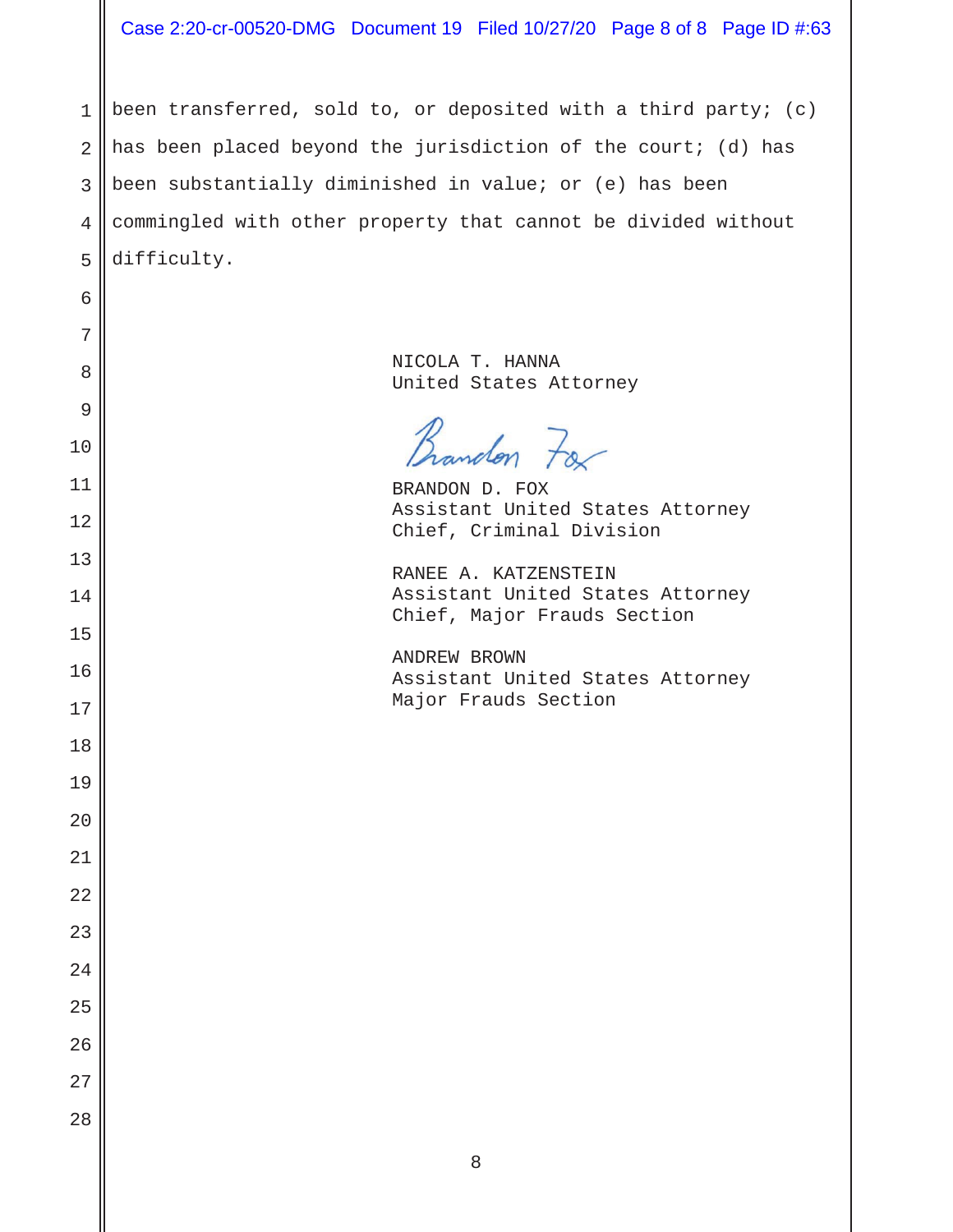been transferred, sold to, or deposited with a third party; (c) has been placed beyond the jurisdiction of the court; (d) has been substantially diminished in value; or (e) has been commingled with other property that cannot be divided without difficulty.

NICOLA T. HANNA
United States Attorney

BRANDON D. FOX
Assistant United States Attorney
Chief, Criminal Division

RANEE A. KATZENSTEIN
Assistant United States Attorney
Chief, Major Frauds Section

ANDREW BROWN
Assistant United States Attorney
Major Frauds Section